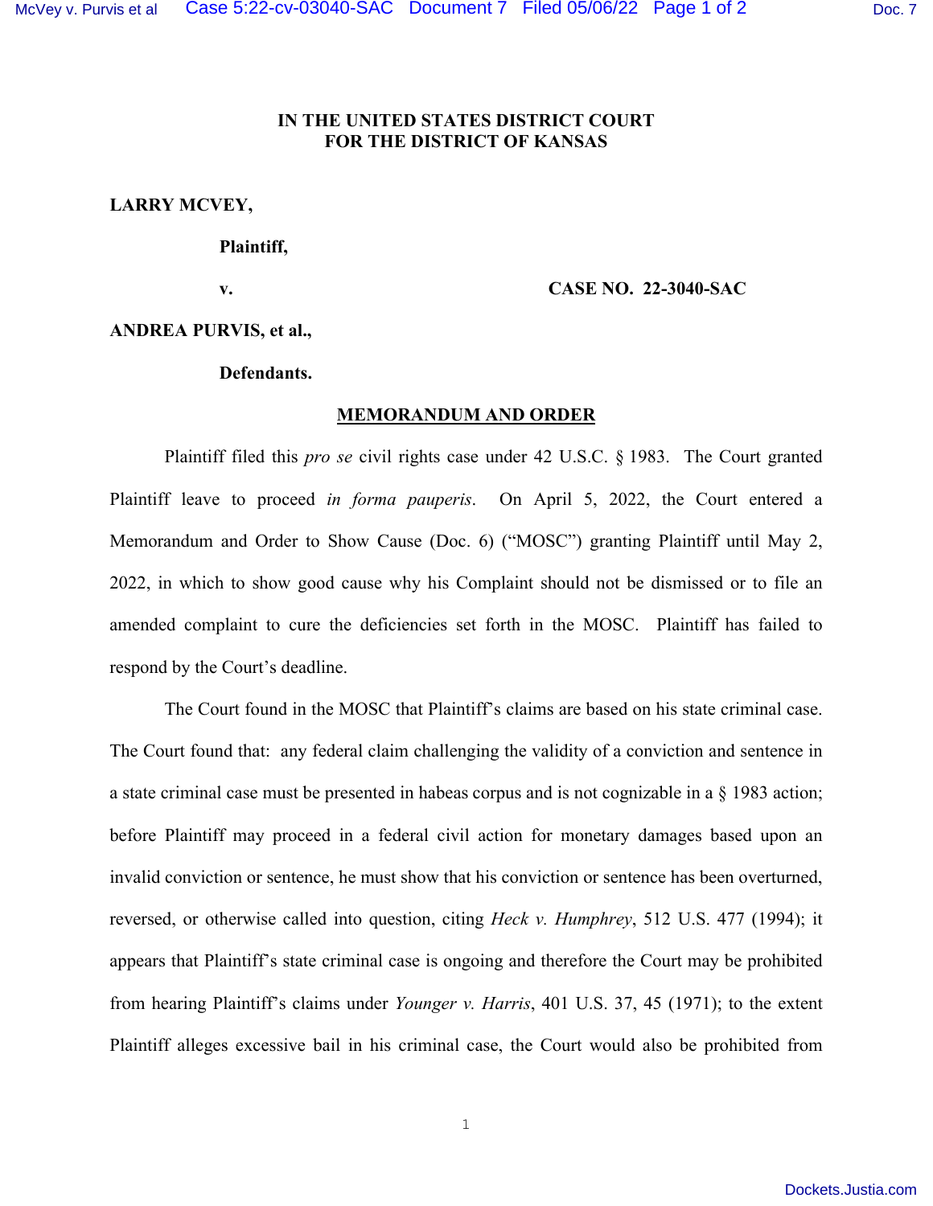**IN THE UNITED STATES DISTRICT COURT**
**FOR THE DISTRICT OF KANSAS**

**LARRY MCVEY,**

**Plaintiff,**

**v.** **CASE NO. 22-3040-SAC**

**ANDREA PURVIS, et al.,**

**Defendants.**

**MEMORANDUM AND ORDER**

Plaintiff filed this *pro se* civil rights case under 42 U.S.C. § 1983. The Court granted Plaintiff leave to proceed *in forma pauperis*. On April 5, 2022, the Court entered a Memorandum and Order to Show Cause (Doc. 6) ("MOSC") granting Plaintiff until May 2, 2022, in which to show good cause why his Complaint should not be dismissed or to file an amended complaint to cure the deficiencies set forth in the MOSC. Plaintiff has failed to respond by the Court's deadline.

The Court found in the MOSC that Plaintiff's claims are based on his state criminal case. The Court found that: any federal claim challenging the validity of a conviction and sentence in a state criminal case must be presented in habeas corpus and is not cognizable in a § 1983 action; before Plaintiff may proceed in a federal civil action for monetary damages based upon an invalid conviction or sentence, he must show that his conviction or sentence has been overturned, reversed, or otherwise called into question, citing *Heck v. Humphrey*, 512 U.S. 477 (1994); it appears that Plaintiff's state criminal case is ongoing and therefore the Court may be prohibited from hearing Plaintiff's claims under *Younger v. Harris*, 401 U.S. 37, 45 (1971); to the extent Plaintiff alleges excessive bail in his criminal case, the Court would also be prohibited from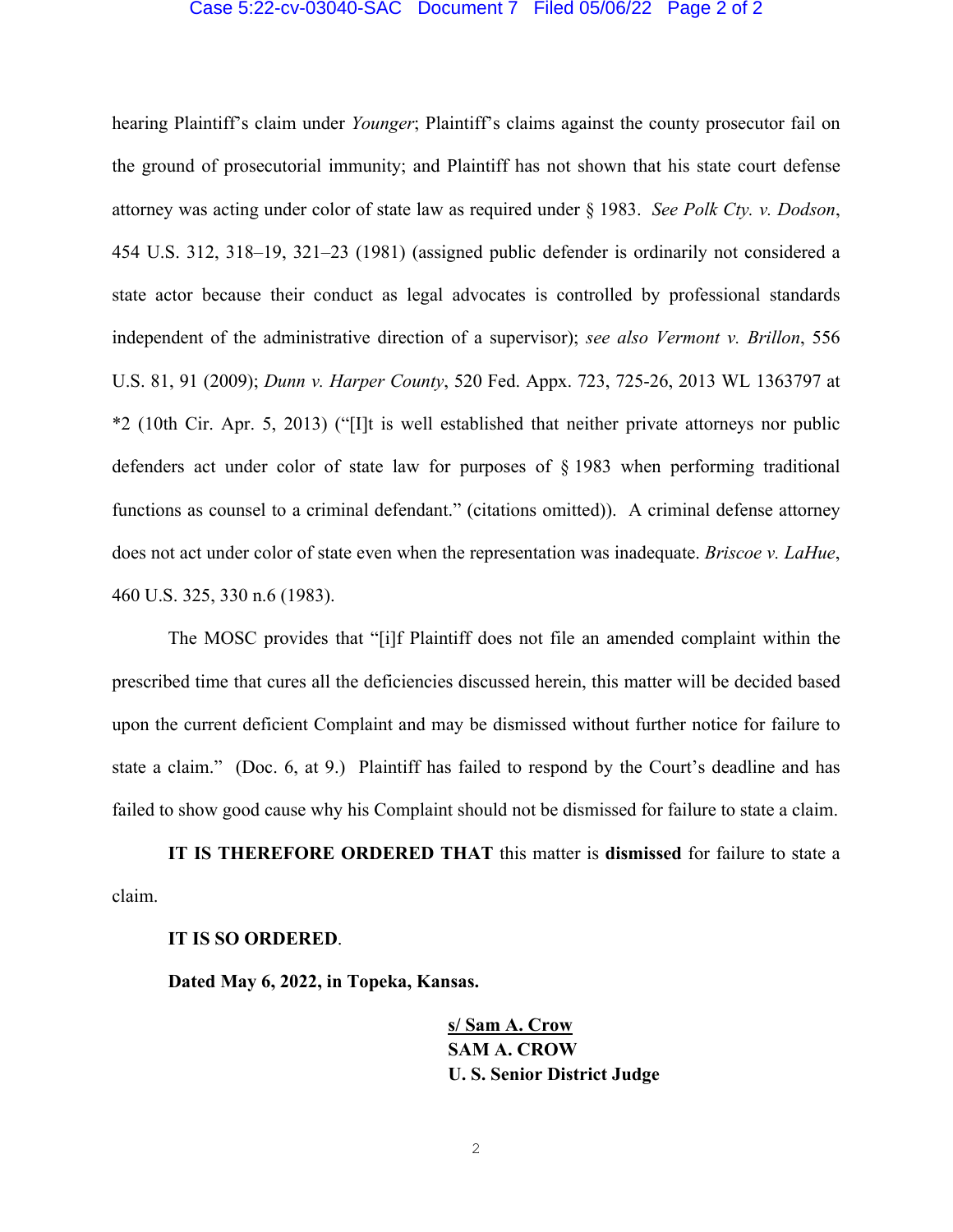hearing Plaintiff's claim under *Younger*; Plaintiff's claims against the county prosecutor fail on the ground of prosecutorial immunity; and Plaintiff has not shown that his state court defense attorney was acting under color of state law as required under § 1983. *See Polk Cty. v. Dodson*, 454 U.S. 312, 318–19, 321–23 (1981) (assigned public defender is ordinarily not considered a state actor because their conduct as legal advocates is controlled by professional standards independent of the administrative direction of a supervisor); *see also Vermont v. Brillon*, 556 U.S. 81, 91 (2009); *Dunn v. Harper County*, 520 Fed. Appx. 723, 725-26, 2013 WL 1363797 at *2 (10th Cir. Apr. 5, 2013) ("[I]t is well established that neither private attorneys nor public defenders act under color of state law for purposes of § 1983 when performing traditional functions as counsel to a criminal defendant." (citations omitted)). A criminal defense attorney does not act under color of state even when the representation was inadequate. *Briscoe v. LaHue*, 460 U.S. 325, 330 n.6 (1983).

The MOSC provides that "[i]f Plaintiff does not file an amended complaint within the prescribed time that cures all the deficiencies discussed herein, this matter will be decided based upon the current deficient Complaint and may be dismissed without further notice for failure to state a claim." (Doc. 6, at 9.) Plaintiff has failed to respond by the Court's deadline and has failed to show good cause why his Complaint should not be dismissed for failure to state a claim.

**IT IS THEREFORE ORDERED THAT** this matter is **dismissed** for failure to state a claim.

**IT IS SO ORDERED**.

**Dated May 6, 2022, in Topeka, Kansas.**

**s/ Sam A. Crow**
**SAM A. CROW**
**U. S. Senior District Judge**